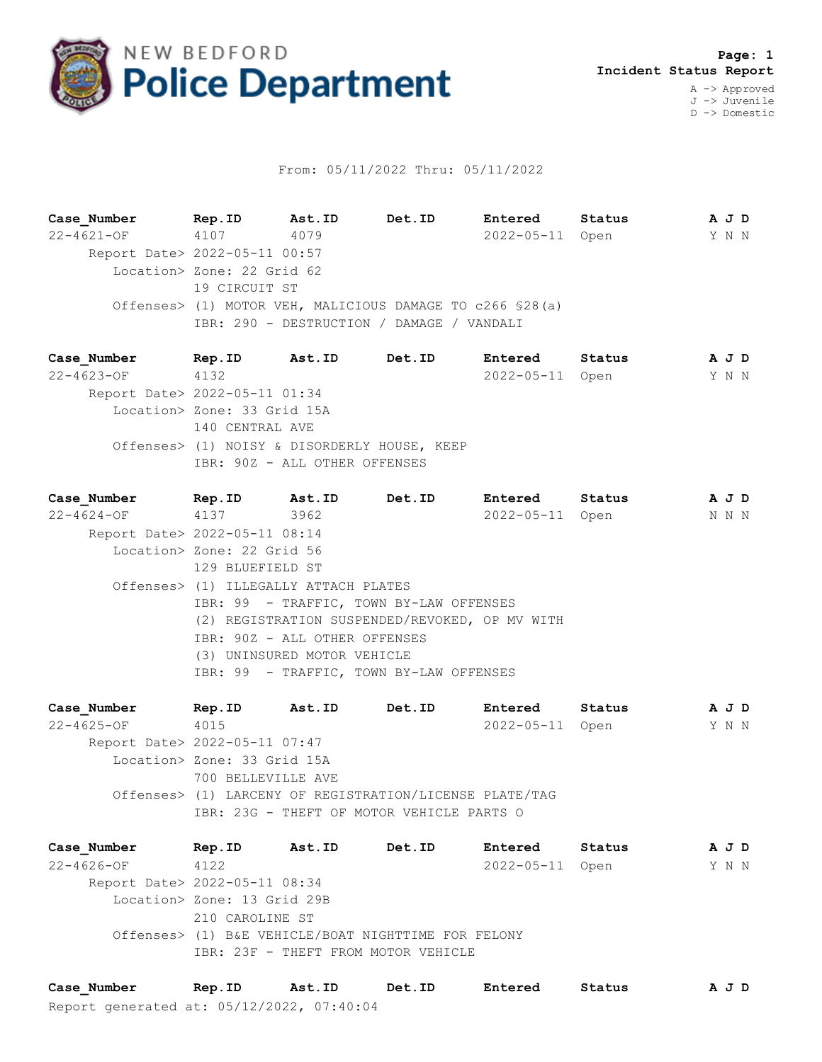# NEW BEDFORD Police Department

**Page: 1**
**Incident Status Report**

A -> Approved
J -> Juvenile
D -> Domestic

From: 05/11/2022 Thru: 05/11/2022

| Case_Number | Rep.ID | Ast.ID | Det.ID | Entered | Status | A J D |
|---|---|---|---|---|---|---|
| 22-4621-OF | 4107 | 4079 | | 2022-05-11 | Open | Y N N |

Report Date> 2022-05-11 00:57
Location> Zone: 22 Grid 62
19 CIRCUIT ST
Offenses> (1) MOTOR VEH, MALICIOUS DAMAGE TO c266 §28(a)
IBR: 290 - DESTRUCTION / DAMAGE / VANDALI

| Case_Number | Rep.ID | Ast.ID | Det.ID | Entered | Status | A J D |
|---|---|---|---|---|---|---|
| 22-4623-OF | 4132 | | | 2022-05-11 | Open | Y N N |

Report Date> 2022-05-11 01:34
Location> Zone: 33 Grid 15A
140 CENTRAL AVE
Offenses> (1) NOISY & DISORDERLY HOUSE, KEEP
IBR: 90Z - ALL OTHER OFFENSES

| Case_Number | Rep.ID | Ast.ID | Det.ID | Entered | Status | A J D |
|---|---|---|---|---|---|---|
| 22-4624-OF | 4137 | 3962 | | 2022-05-11 | Open | N N N |

Report Date> 2022-05-11 08:14
Location> Zone: 22 Grid 56
129 BLUEFIELD ST
Offenses> (1) ILLEGALLY ATTACH PLATES
IBR: 99 - TRAFFIC, TOWN BY-LAW OFFENSES
(2) REGISTRATION SUSPENDED/REVOKED, OP MV WITH
IBR: 90Z - ALL OTHER OFFENSES
(3) UNINSURED MOTOR VEHICLE
IBR: 99 - TRAFFIC, TOWN BY-LAW OFFENSES

| Case_Number | Rep.ID | Ast.ID | Det.ID | Entered | Status | A J D |
|---|---|---|---|---|---|---|
| 22-4625-OF | 4015 | | | 2022-05-11 | Open | Y N N |

Report Date> 2022-05-11 07:47
Location> Zone: 33 Grid 15A
700 BELLEVILLE AVE
Offenses> (1) LARCENY OF REGISTRATION/LICENSE PLATE/TAG
IBR: 23G - THEFT OF MOTOR VEHICLE PARTS O

| Case_Number | Rep.ID | Ast.ID | Det.ID | Entered | Status | A J D |
|---|---|---|---|---|---|---|
| 22-4626-OF | 4122 | | | 2022-05-11 | Open | Y N N |

Report Date> 2022-05-11 08:34
Location> Zone: 13 Grid 29B
210 CAROLINE ST
Offenses> (1) B&E VEHICLE/BOAT NIGHTTIME FOR FELONY
IBR: 23F - THEFT FROM MOTOR VEHICLE

| Case_Number | Rep.ID | Ast.ID | Det.ID | Entered | Status | A J D |
|---|---|---|---|---|---|---|

Report generated at: 05/12/2022, 07:40:04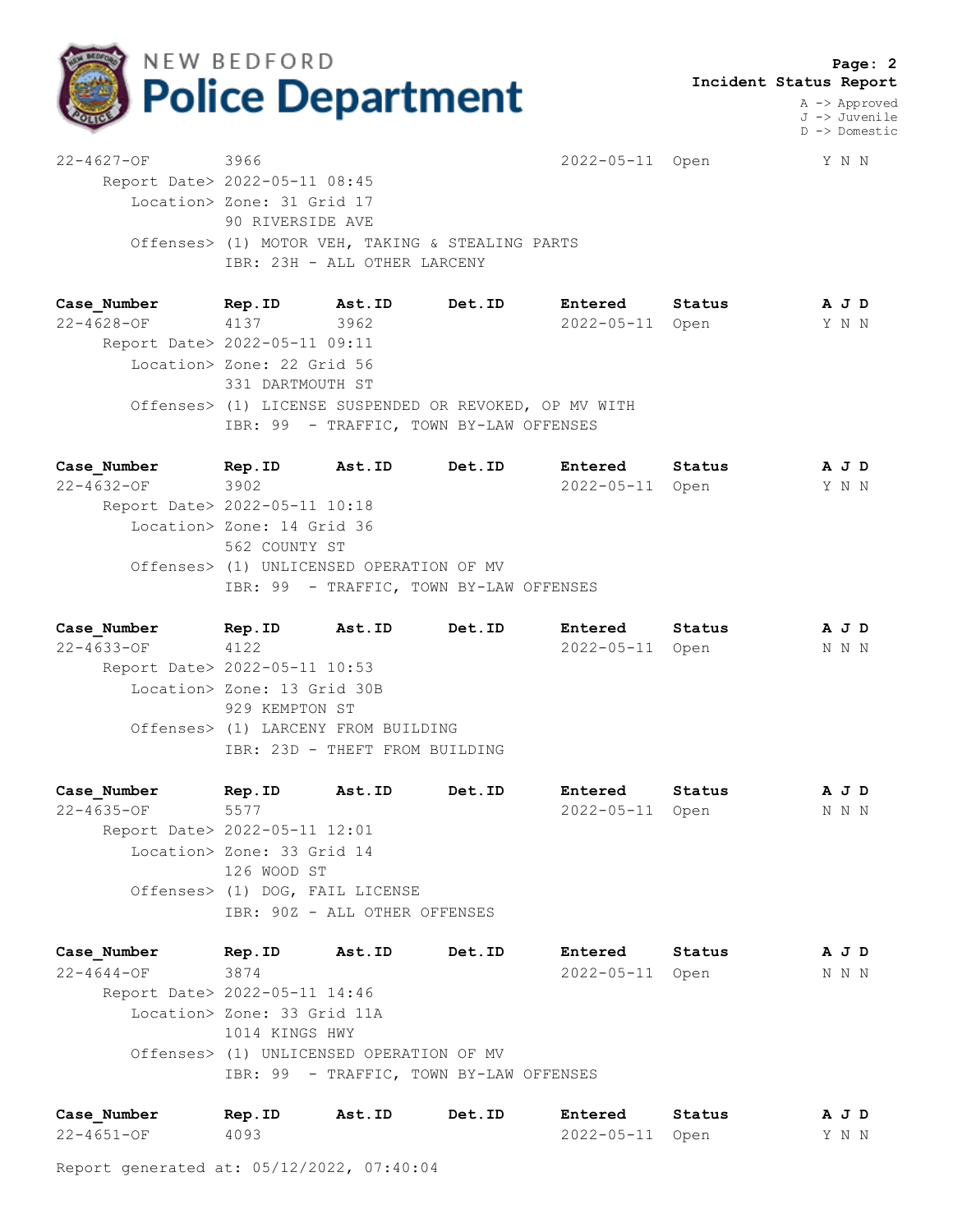**Incident Status Report**

A -> Approved
J -> Juvenile
D -> Domestic

| Case_Number | Rep.ID | Ast.ID | Det.ID | Entered | Status | A J D |
|---|---|---|---|---|---|---|
| 22-4627-OF | 3966 | | | 2022-05-11 | Open | Y N N |

Report Date> 2022-05-11 08:45
Location> Zone: 31 Grid 17
90 RIVERSIDE AVE
Offenses> (1) MOTOR VEH, TAKING & STEALING PARTS
IBR: 23H - ALL OTHER LARCENY

| Case_Number | Rep.ID | Ast.ID | Det.ID | Entered | Status | A J D |
|---|---|---|---|---|---|---|
| 22-4628-OF | 4137 | 3962 | | 2022-05-11 | Open | Y N N |

Report Date> 2022-05-11 09:11
Location> Zone: 22 Grid 56
331 DARTMOUTH ST
Offenses> (1) LICENSE SUSPENDED OR REVOKED, OP MV WITH
IBR: 99 - TRAFFIC, TOWN BY-LAW OFFENSES

| Case_Number | Rep.ID | Ast.ID | Det.ID | Entered | Status | A J D |
|---|---|---|---|---|---|---|
| 22-4632-OF | 3902 | | | 2022-05-11 | Open | Y N N |

Report Date> 2022-05-11 10:18
Location> Zone: 14 Grid 36
562 COUNTY ST
Offenses> (1) UNLICENSED OPERATION OF MV
IBR: 99 - TRAFFIC, TOWN BY-LAW OFFENSES

| Case_Number | Rep.ID | Ast.ID | Det.ID | Entered | Status | A J D |
|---|---|---|---|---|---|---|
| 22-4633-OF | 4122 | | | 2022-05-11 | Open | N N N |

Report Date> 2022-05-11 10:53
Location> Zone: 13 Grid 30B
929 KEMPTON ST
Offenses> (1) LARCENY FROM BUILDING
IBR: 23D - THEFT FROM BUILDING

| Case_Number | Rep.ID | Ast.ID | Det.ID | Entered | Status | A J D |
|---|---|---|---|---|---|---|
| 22-4635-OF | 5577 | | | 2022-05-11 | Open | N N N |

Report Date> 2022-05-11 12:01
Location> Zone: 33 Grid 14
126 WOOD ST
Offenses> (1) DOG, FAIL LICENSE
IBR: 90Z - ALL OTHER OFFENSES

| Case_Number | Rep.ID | Ast.ID | Det.ID | Entered | Status | A J D |
|---|---|---|---|---|---|---|
| 22-4644-OF | 3874 | | | 2022-05-11 | Open | N N N |

Report Date> 2022-05-11 14:46
Location> Zone: 33 Grid 11A
1014 KINGS HWY
Offenses> (1) UNLICENSED OPERATION OF MV
IBR: 99 - TRAFFIC, TOWN BY-LAW OFFENSES

| Case_Number | Rep.ID | Ast.ID | Det.ID | Entered | Status | A J D |
|---|---|---|---|---|---|---|
| 22-4651-OF | 4093 | | | 2022-05-11 | Open | Y N N |

Report generated at: 05/12/2022, 07:40:04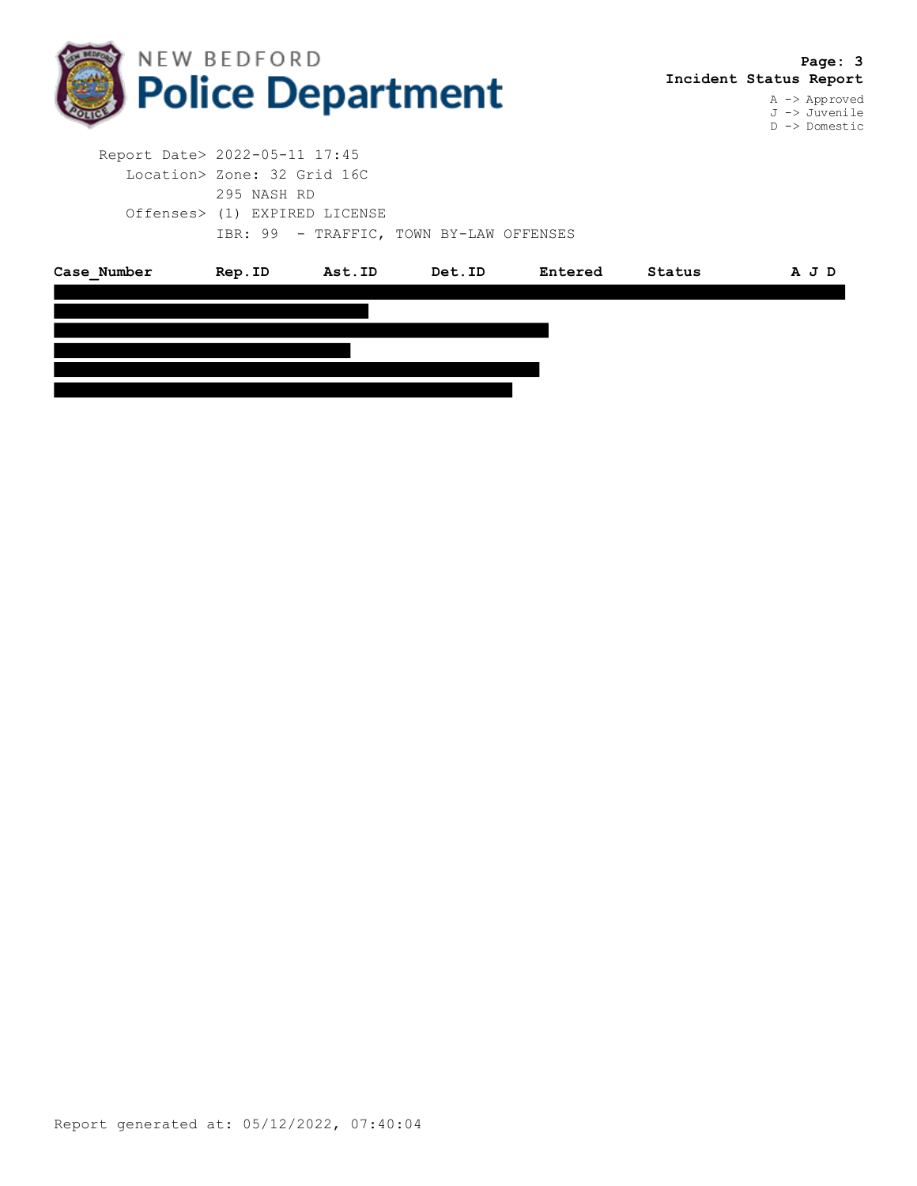# NEW BEDFORD Police Department

**Incident Status Report**

A -> Approved
J -> Juvenile
D -> Domestic

Report Date> 2022-05-11 17:45
Location> Zone: 32 Grid 16C
295 NASH RD
Offenses> (1) EXPIRED LICENSE
IBR: 99 - TRAFFIC, TOWN BY-LAW OFFENSES

| Case_Number | Rep.ID | Ast.ID | Det.ID | Entered | Status | A J D |
|---|---|---|---|---|---|---|
| | | | | | | |

Report generated at: 05/12/2022, 07:40:04